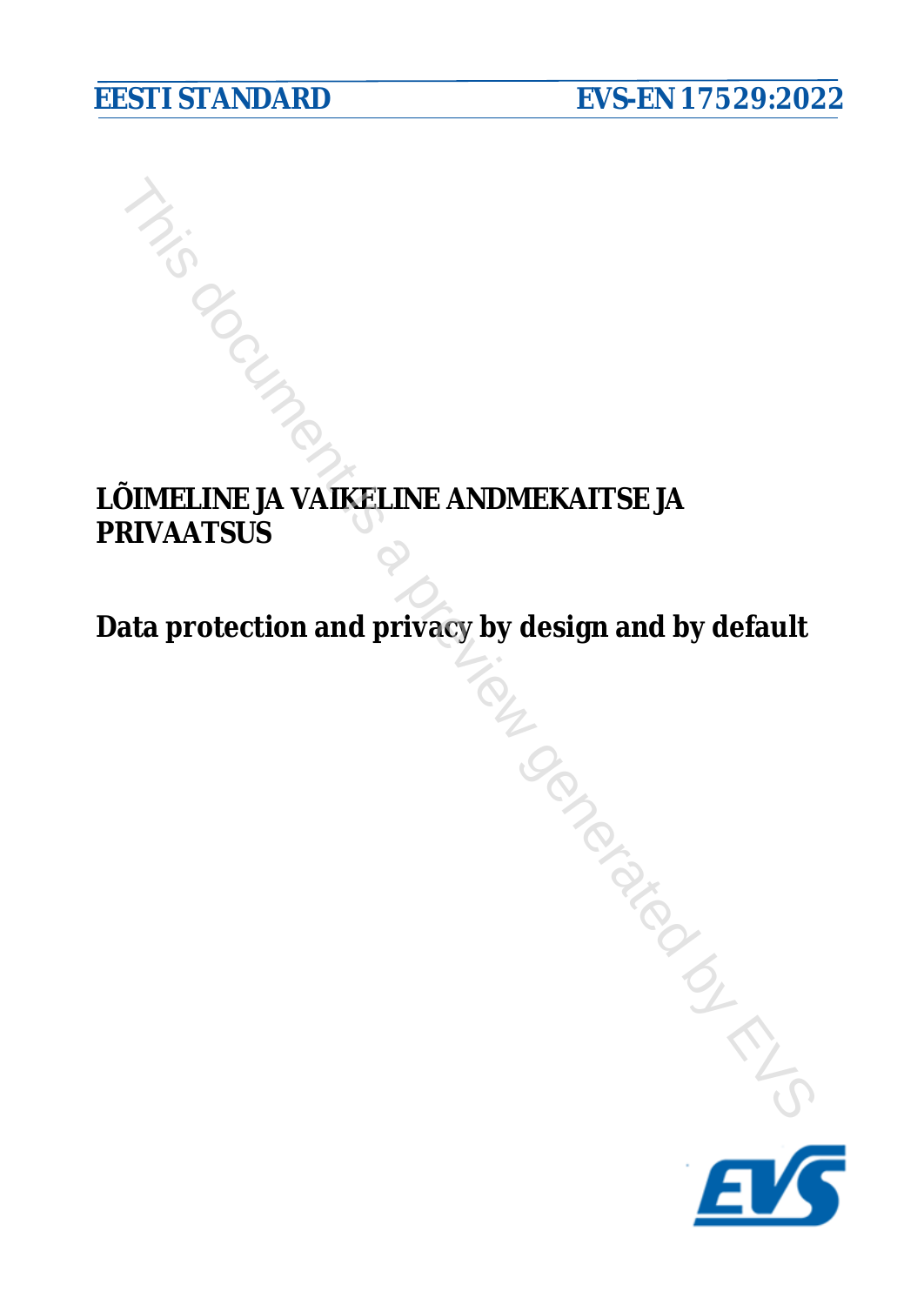EESTI STANDARD EVS-EN 17529:2022

# LÕIMELINE JA VAIKELINE ANDMEKAITSE JA PRIVAATSUS

# Data protection and privacy by design and by default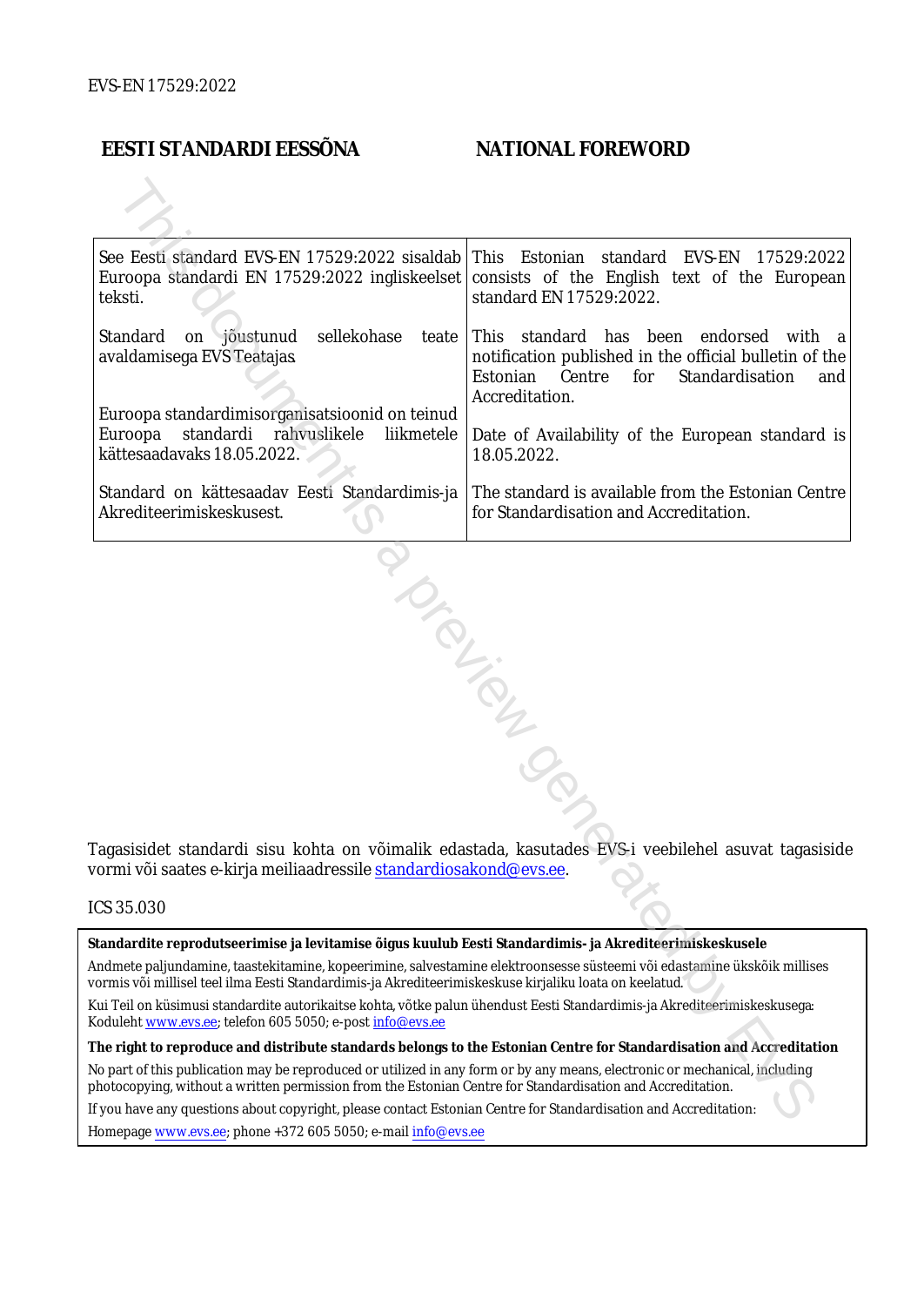EVS-EN 17529:2022

| EESTI STANDARDI EESSÕNA | NATIONAL FOREWORD |
| --- | --- |
| See Eesti standard EVS-EN 17529:2022 sisaldab Euroopa standardi EN 17529:2022 ingliskeelset teksti. | This Estonian standard EVS-EN 17529:2022 consists of the English text of the European standard EN 17529:2022. |
| Standard on jõustunud sellekohase teate avaldamisega EVS Teatajas. | This standard has been endorsed with a notification published in the official bulletin of the Estonian Centre for Standardisation and Accreditation. |
| Euroopa standardimisorganisatsioonid on teinud Euroopa standardi rahvuslikele liikmetele kättesaadavaks 18.05.2022. | Date of Availability of the European standard is 18.05.2022. |
| Standard on kättesaadav Eesti Standardimis-ja Akrediteerimiskeskusest. | The standard is available from the Estonian Centre for Standardisation and Accreditation. |

Tagasisidet standardi sisu kohta on võimalik edastada, kasutades EVS-i veebilehel asuvat tagasiside vormi või saates e-kirja meiliaadressile standardiosakond@evs.ee.

ICS 35.030

**Standardite reprodutseerimise ja levitamise õigus kuulub Eesti Standardimis- ja Akrediteerimiskeskusele**

Andmete paljundamine, taastekitamine, kopeerimine, salvestamine elektroonsesse süsteemi või edastamine ükskõik millises vormis või millisel teel ilma Eesti Standardimis-ja Akrediteerimiskeskuse kirjaliku loata on keelatud.

Kui Teil on küsimusi standardite autorikaitse kohta, võtke palun ühendust Eesti Standardimis-ja Akrediteerimiskeskusega: Koduleht www.evs.ee; telefon 605 5050; e-post info@evs.ee

**The right to reproduce and distribute standards belongs to the Estonian Centre for Standardisation and Accreditation**

No part of this publication may be reproduced or utilized in any form or by any means, electronic or mechanical, including photocopying, without a written permission from the Estonian Centre for Standardisation and Accreditation.

If you have any questions about copyright, please contact Estonian Centre for Standardisation and Accreditation:

Homepage www.evs.ee; phone +372 605 5050; e-mail info@evs.ee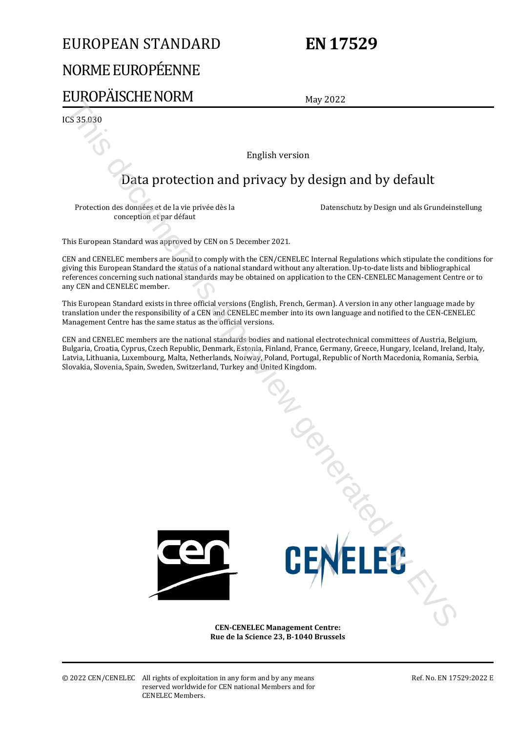# EUROPEAN STANDARD

# NORME EUROPÉENNE

# EUROPÄISCHE NORM

# EN 17529

May 2022

ICS 35.030

English version

## Data protection and privacy by design and by default

Protection des données et de la vie privée dès la conception et par défaut

Datenschutz by Design und als Grundeinstellung

This European Standard was approved by CEN on 5 December 2021.

CEN and CENELEC members are bound to comply with the CEN/CENELEC Internal Regulations which stipulate the conditions for giving this European Standard the status of a national standard without any alteration. Up-to-date lists and bibliographical references concerning such national standards may be obtained on application to the CEN-CENELEC Management Centre or to any CEN and CENELEC member.

This European Standard exists in three official versions (English, French, German). A version in any other language made by translation under the responsibility of a CEN and CENELEC member into its own language and notified to the CEN-CENELEC Management Centre has the same status as the official versions.

CEN and CENELEC members are the national standards bodies and national electrotechnical committees of Austria, Belgium, Bulgaria, Croatia, Cyprus, Czech Republic, Denmark, Estonia, Finland, France, Germany, Greece, Hungary, Iceland, Ireland, Italy, Latvia, Lithuania, Luxembourg, Malta, Netherlands, Norway, Poland, Portugal, Republic of North Macedonia, Romania, Serbia, Slovakia, Slovenia, Spain, Sweden, Switzerland, Turkey and United Kingdom.

**CEN-CENELEC Management Centre:**
**Rue de la Science 23, B-1040 Brussels**

© 2022 CEN/CENELEC All rights of exploitation in any form and by any means reserved worldwide for CEN national Members and for CENELEC Members.

Ref. No. EN 17529:2022 E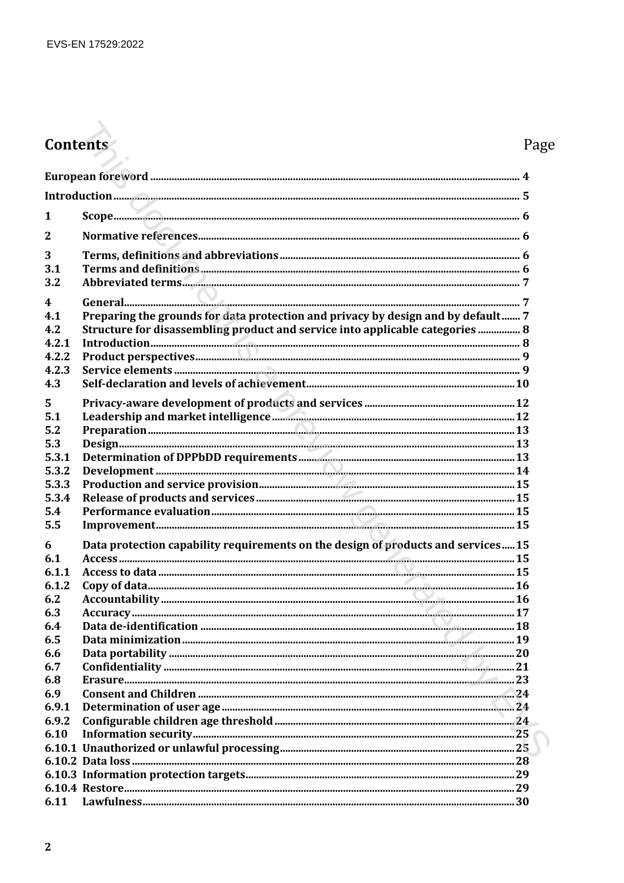# Contents

Page

European foreword ........................................................................................................................ 4

Introduction .................................................................................................................................... 5

1 Scope ............................................................................................................................................ 6

2 Normative references ................................................................................................................. 6

3 Terms, definitions and abbreviations ....................................................................................... 6
3.1 Terms and definitions ............................................................................................................... 6
3.2 Abbreviated terms ..................................................................................................................... 7

4 General ......................................................................................................................................... 7
4.1 Preparing the grounds for data protection and privacy by design and by default ....... 7
4.2 Structure for disassembling product and service into applicable categories ................ 8
4.2.1 Introduction ............................................................................................................................ 8
4.2.2 Product perspectives ............................................................................................................ 9
4.2.3 Service elements .................................................................................................................... 9
4.3 Self-declaration and levels of achievement ........................................................................ 10

5 Privacy-aware development of products and services ........................................................ 12
5.1 Leadership and market intelligence ...................................................................................... 12
5.2 Preparation ............................................................................................................................... 13
5.3 Design ........................................................................................................................................ 13
5.3.1 Determination of DPPbDD requirements ......................................................................... 13
5.3.2 Development .......................................................................................................................... 14
5.3.3 Production and service provision ....................................................................................... 15
5.3.4 Release of products and services ........................................................................................ 15
5.4 Performance evaluation ........................................................................................................... 15
5.5 Improvement ............................................................................................................................. 15

6 Data protection capability requirements on the design of products and services ..... 15
6.1 Access ......................................................................................................................................... 15
6.1.1 Access to data ........................................................................................................................ 15
6.1.2 Copy of data ........................................................................................................................... 16
6.2 Accountability ........................................................................................................................... 16
6.3 Accuracy ..................................................................................................................................... 17
6.4 Data de-identification .............................................................................................................. 18
6.5 Data minimization .................................................................................................................... 19
6.6 Data portability ......................................................................................................................... 20
6.7 Confidentiality .......................................................................................................................... 21
6.8 Erasure ....................................................................................................................................... 23
6.9 Consent and Children ............................................................................................................... 24
6.9.1 Determination of user age ................................................................................................... 24
6.9.2 Configurable children age threshold ................................................................................. 24
6.10 Information security ............................................................................................................... 25
6.10.1 Unauthorized or unlawful processing ............................................................................ 25
6.10.2 Data loss ............................................................................................................................... 28
6.10.3 Information protection targets ......................................................................................... 29
6.10.4 Restore .................................................................................................................................. 29
6.11 Lawfulness ............................................................................................................................... 30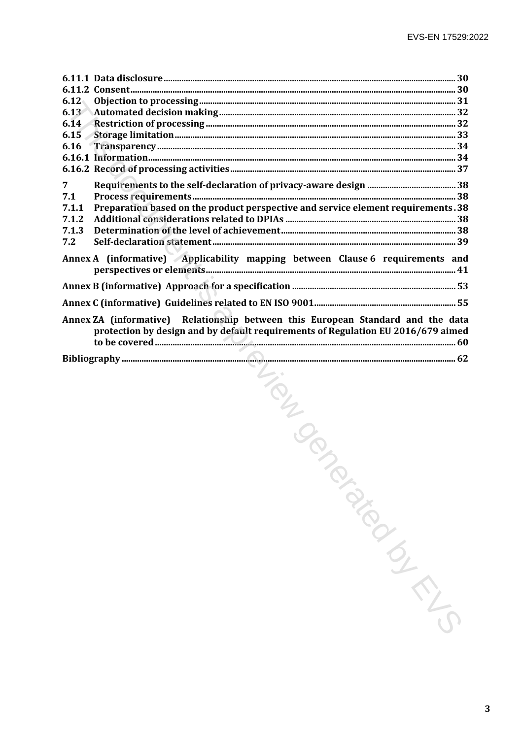6.11.1 Data disclosure ..... 30
6.11.2 Consent ..... 30
6.12 Objection to processing ..... 31
6.13 Automated decision making ..... 32
6.14 Restriction of processing ..... 32
6.15 Storage limitation ..... 33
6.16 Transparency ..... 34
6.16.1 Information ..... 34
6.16.2 Record of processing activities ..... 37

7 Requirements to the self-declaration of privacy-aware design ..... 38
7.1 Process requirements ..... 38
7.1.1 Preparation based on the product perspective and service element requirements ..... 38
7.1.2 Additional considerations related to DPIAs ..... 38
7.1.3 Determination of the level of achievement ..... 38
7.2 Self-declaration statement ..... 39

Annex A (informative) Applicability mapping between Clause 6 requirements and perspectives or elements ..... 41

Annex B (informative) Approach for a specification ..... 53

Annex C (informative) Guidelines related to EN ISO 9001 ..... 55

Annex ZA (informative) Relationship between this European Standard and the data protection by design and by default requirements of Regulation EU 2016/679 aimed to be covered ..... 60

Bibliography ..... 62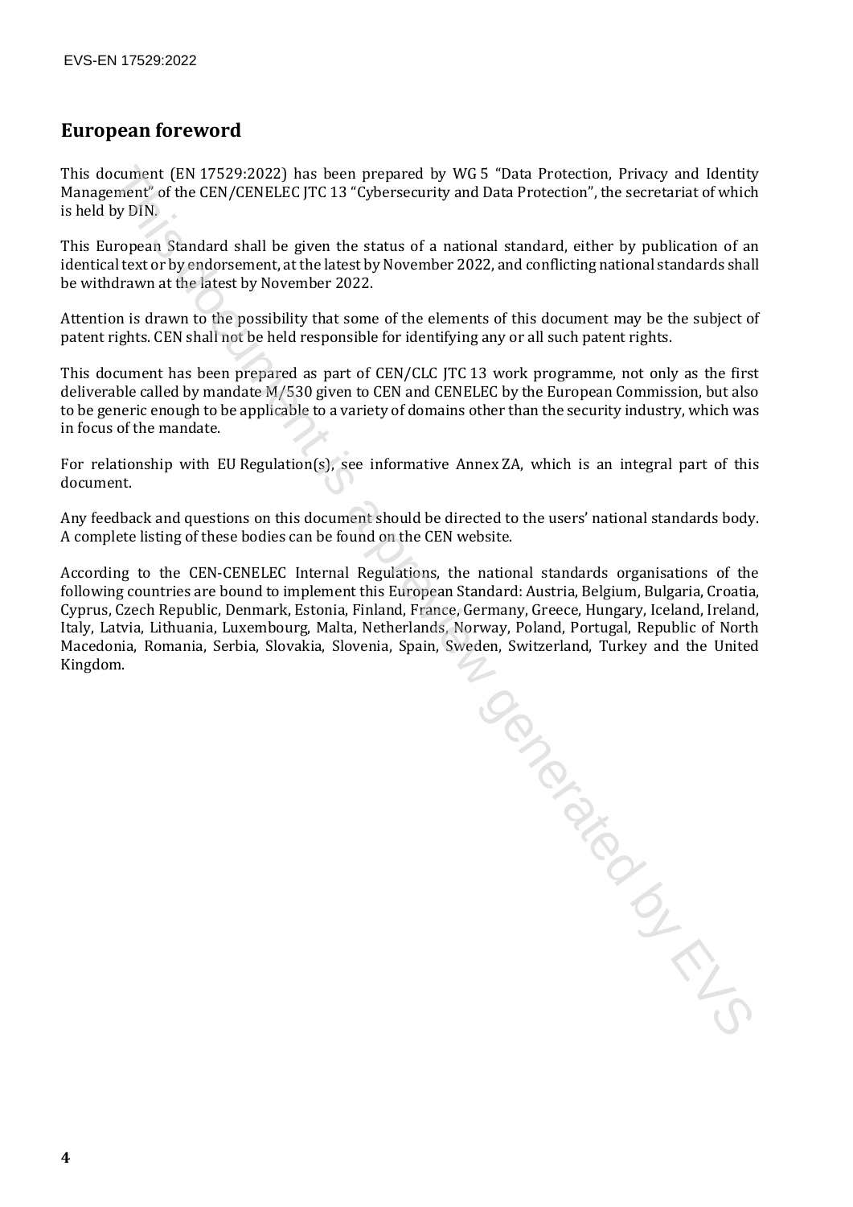## European foreword

This document (EN 17529:2022) has been prepared by WG 5 "Data Protection, Privacy and Identity Management" of the CEN/CENELEC JTC 13 "Cybersecurity and Data Protection", the secretariat of which is held by DIN.

This European Standard shall be given the status of a national standard, either by publication of an identical text or by endorsement, at the latest by November 2022, and conflicting national standards shall be withdrawn at the latest by November 2022.

Attention is drawn to the possibility that some of the elements of this document may be the subject of patent rights. CEN shall not be held responsible for identifying any or all such patent rights.

This document has been prepared as part of CEN/CLC JTC 13 work programme, not only as the first deliverable called by mandate M/530 given to CEN and CENELEC by the European Commission, but also to be generic enough to be applicable to a variety of domains other than the security industry, which was in focus of the mandate.

For relationship with EU Regulation(s), see informative Annex ZA, which is an integral part of this document.

Any feedback and questions on this document should be directed to the users' national standards body. A complete listing of these bodies can be found on the CEN website.

According to the CEN-CENELEC Internal Regulations, the national standards organisations of the following countries are bound to implement this European Standard: Austria, Belgium, Bulgaria, Croatia, Cyprus, Czech Republic, Denmark, Estonia, Finland, France, Germany, Greece, Hungary, Iceland, Ireland, Italy, Latvia, Lithuania, Luxembourg, Malta, Netherlands, Norway, Poland, Portugal, Republic of North Macedonia, Romania, Serbia, Slovakia, Slovenia, Spain, Sweden, Switzerland, Turkey and the United Kingdom.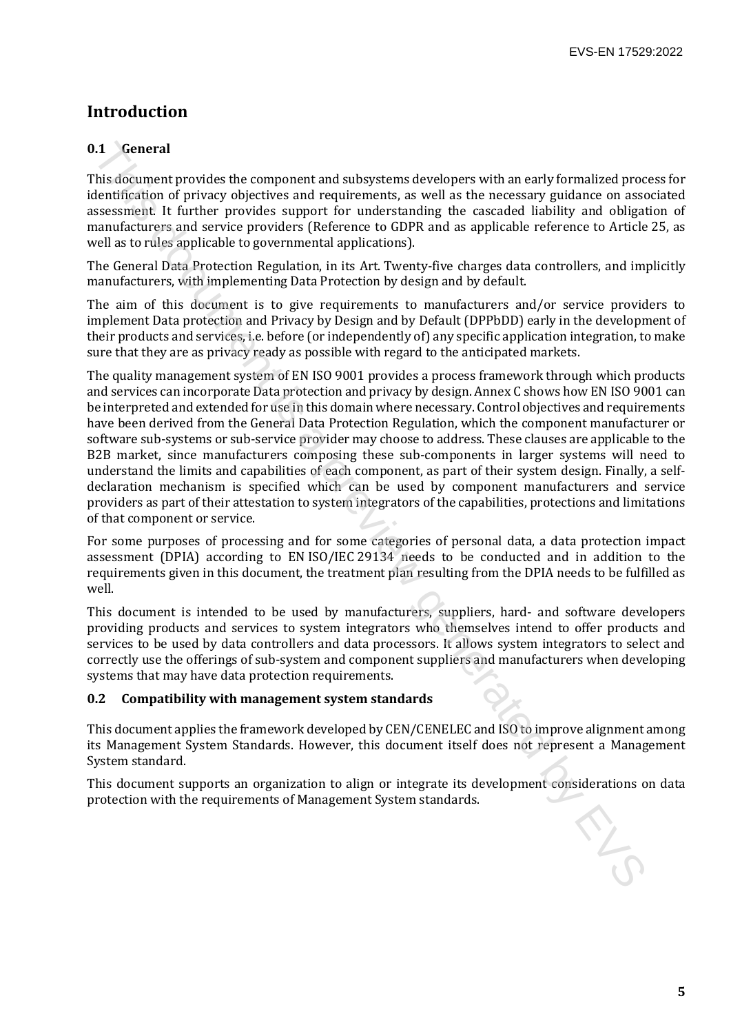# Introduction

## 0.1 General

This document provides the component and subsystems developers with an early formalized process for identification of privacy objectives and requirements, as well as the necessary guidance on associated assessment. It further provides support for understanding the cascaded liability and obligation of manufacturers and service providers (Reference to GDPR and as applicable reference to Article 25, as well as to rules applicable to governmental applications).

The General Data Protection Regulation, in its Art. Twenty-five charges data controllers, and implicitly manufacturers, with implementing Data Protection by design and by default.

The aim of this document is to give requirements to manufacturers and/or service providers to implement Data protection and Privacy by Design and by Default (DPPbDD) early in the development of their products and services, i.e. before (or independently of) any specific application integration, to make sure that they are as privacy ready as possible with regard to the anticipated markets.

The quality management system of EN ISO 9001 provides a process framework through which products and services can incorporate Data protection and privacy by design. Annex C shows how EN ISO 9001 can be interpreted and extended for use in this domain where necessary. Control objectives and requirements have been derived from the General Data Protection Regulation, which the component manufacturer or software sub-systems or sub-service provider may choose to address. These clauses are applicable to the B2B market, since manufacturers composing these sub-components in larger systems will need to understand the limits and capabilities of each component, as part of their system design. Finally, a self-declaration mechanism is specified which can be used by component manufacturers and service providers as part of their attestation to system integrators of the capabilities, protections and limitations of that component or service.

For some purposes of processing and for some categories of personal data, a data protection impact assessment (DPIA) according to EN ISO/IEC 29134 needs to be conducted and in addition to the requirements given in this document, the treatment plan resulting from the DPIA needs to be fulfilled as well.

This document is intended to be used by manufacturers, suppliers, hard- and software developers providing products and services to system integrators who themselves intend to offer products and services to be used by data controllers and data processors. It allows system integrators to select and correctly use the offerings of sub-system and component suppliers and manufacturers when developing systems that may have data protection requirements.

## 0.2 Compatibility with management system standards

This document applies the framework developed by CEN/CENELEC and ISO to improve alignment among its Management System Standards. However, this document itself does not represent a Management System standard.

This document supports an organization to align or integrate its development considerations on data protection with the requirements of Management System standards.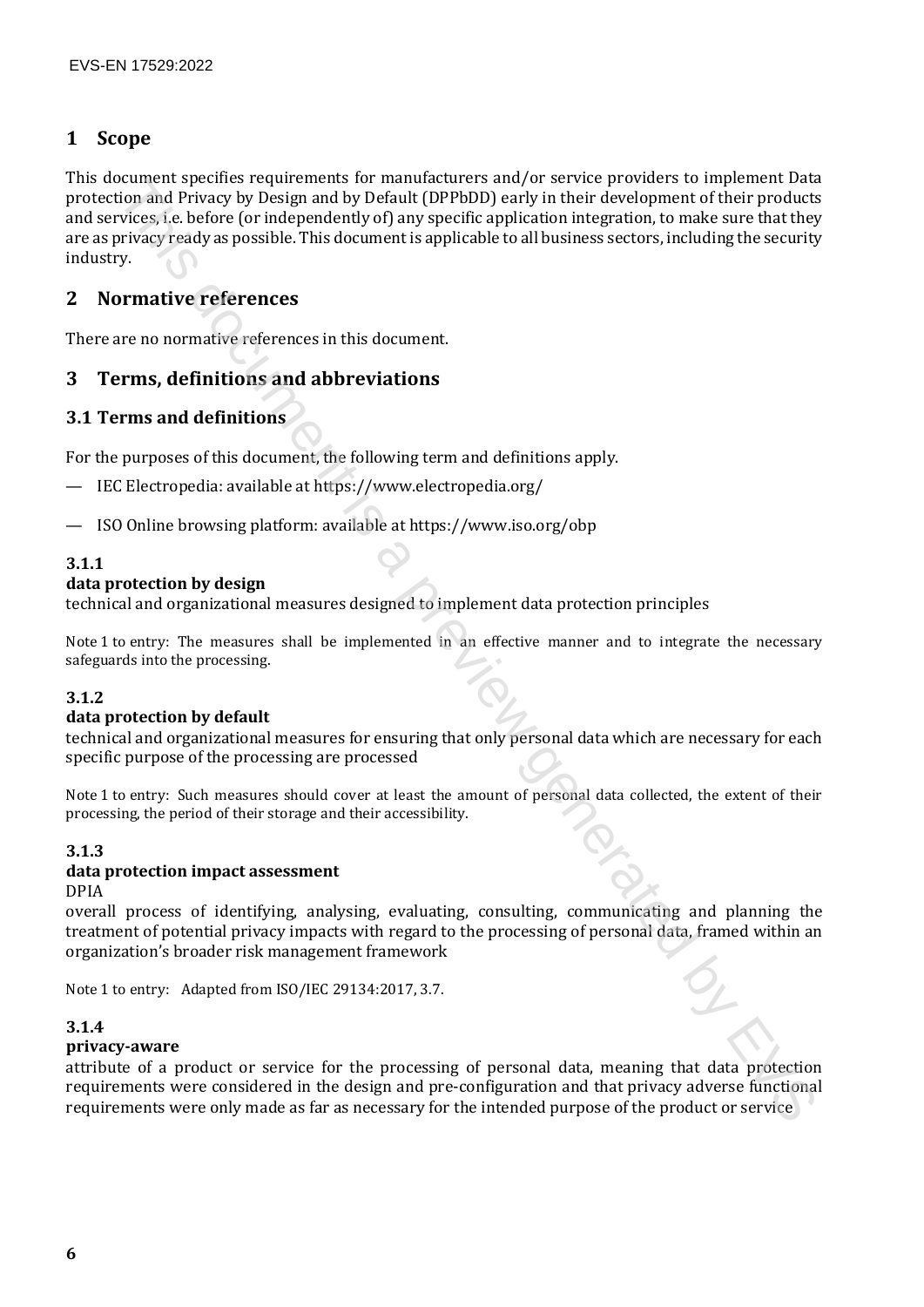# 1 Scope

This document specifies requirements for manufacturers and/or service providers to implement Data protection and Privacy by Design and by Default (DPPbDD) early in their development of their products and services, i.e. before (or independently of) any specific application integration, to make sure that they are as privacy ready as possible. This document is applicable to all business sectors, including the security industry.

# 2 Normative references

There are no normative references in this document.

# 3 Terms, definitions and abbreviations

## 3.1 Terms and definitions

For the purposes of this document, the following term and definitions apply.

— IEC Electropedia: available at https://www.electropedia.org/

— ISO Online browsing platform: available at https://www.iso.org/obp

**3.1.1**

**data protection by design**

technical and organizational measures designed to implement data protection principles

Note 1 to entry: The measures shall be implemented in an effective manner and to integrate the necessary safeguards into the processing.

**3.1.2**

**data protection by default**

technical and organizational measures for ensuring that only personal data which are necessary for each specific purpose of the processing are processed

Note 1 to entry: Such measures should cover at least the amount of personal data collected, the extent of their processing, the period of their storage and their accessibility.

**3.1.3**

**data protection impact assessment**

DPIA

overall process of identifying, analysing, evaluating, consulting, communicating and planning the treatment of potential privacy impacts with regard to the processing of personal data, framed within an organization's broader risk management framework

Note 1 to entry: Adapted from ISO/IEC 29134:2017, 3.7.

**3.1.4**

**privacy-aware**

attribute of a product or service for the processing of personal data, meaning that data protection requirements were considered in the design and pre-configuration and that privacy adverse functional requirements were only made as far as necessary for the intended purpose of the product or service